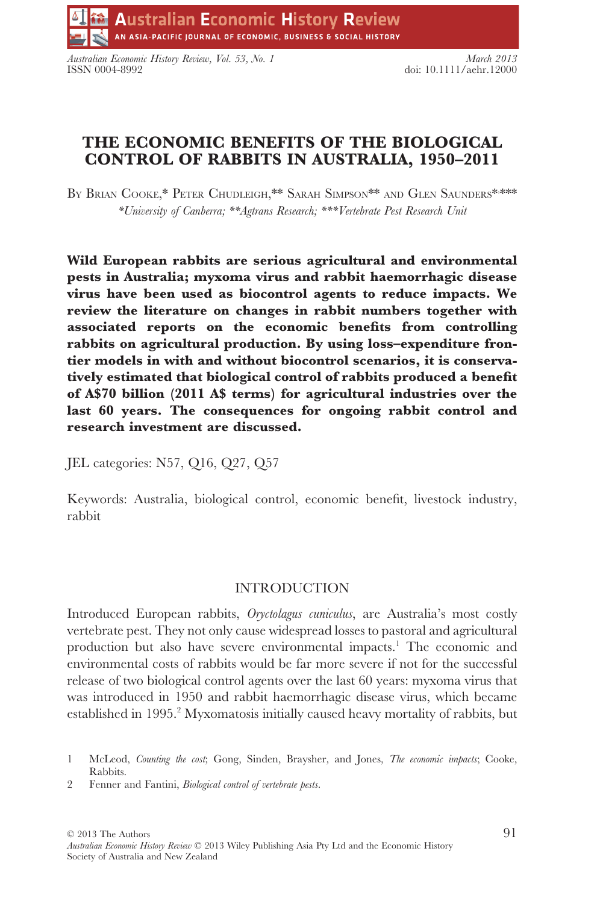# THE ECONOMIC BENEFITS OF THE BIOLOGICAL CONTROL OF RABBITS IN AUSTRALIA, 1950–2011

By Brian Cooke,* Peter Chudleigh,** Sarah Simpson** and Glen Saunders*,***

*University of Canberra; **Agtrans Research; ***Vertebrate Pest Research Unit*

**Wild European rabbits are serious agricultural and environmental pests in Australia; myxoma virus and rabbit haemorrhagic disease virus have been used as biocontrol agents to reduce impacts. We review the literature on changes in rabbit numbers together with associated reports on the economic benefits from controlling rabbits on agricultural production. By using loss–expenditure frontier models in with and without biocontrol scenarios, it is conservatively estimated that biological control of rabbits produced a benefit of A$70 billion (2011 A$ terms) for agricultural industries over the last 60 years. The consequences for ongoing rabbit control and research investment are discussed.**

JEL categories: N57, Q16, Q27, Q57

Keywords: Australia, biological control, economic benefit, livestock industry, rabbit

## INTRODUCTION

Introduced European rabbits, *Oryctolagus cuniculus*, are Australia's most costly vertebrate pest. They not only cause widespread losses to pastoral and agricultural production but also have severe environmental impacts.[1] The economic and environmental costs of rabbits would be far more severe if not for the successful release of two biological control agents over the last 60 years: myxoma virus that was introduced in 1950 and rabbit haemorrhagic disease virus, which became established in 1995.[2] Myxomatosis initially caused heavy mortality of rabbits, but

1 McLeod, *Counting the cost*; Gong, Sinden, Braysher, and Jones, *The economic impacts*; Cooke, Rabbits.

2 Fenner and Fantini, *Biological control of vertebrate pests*.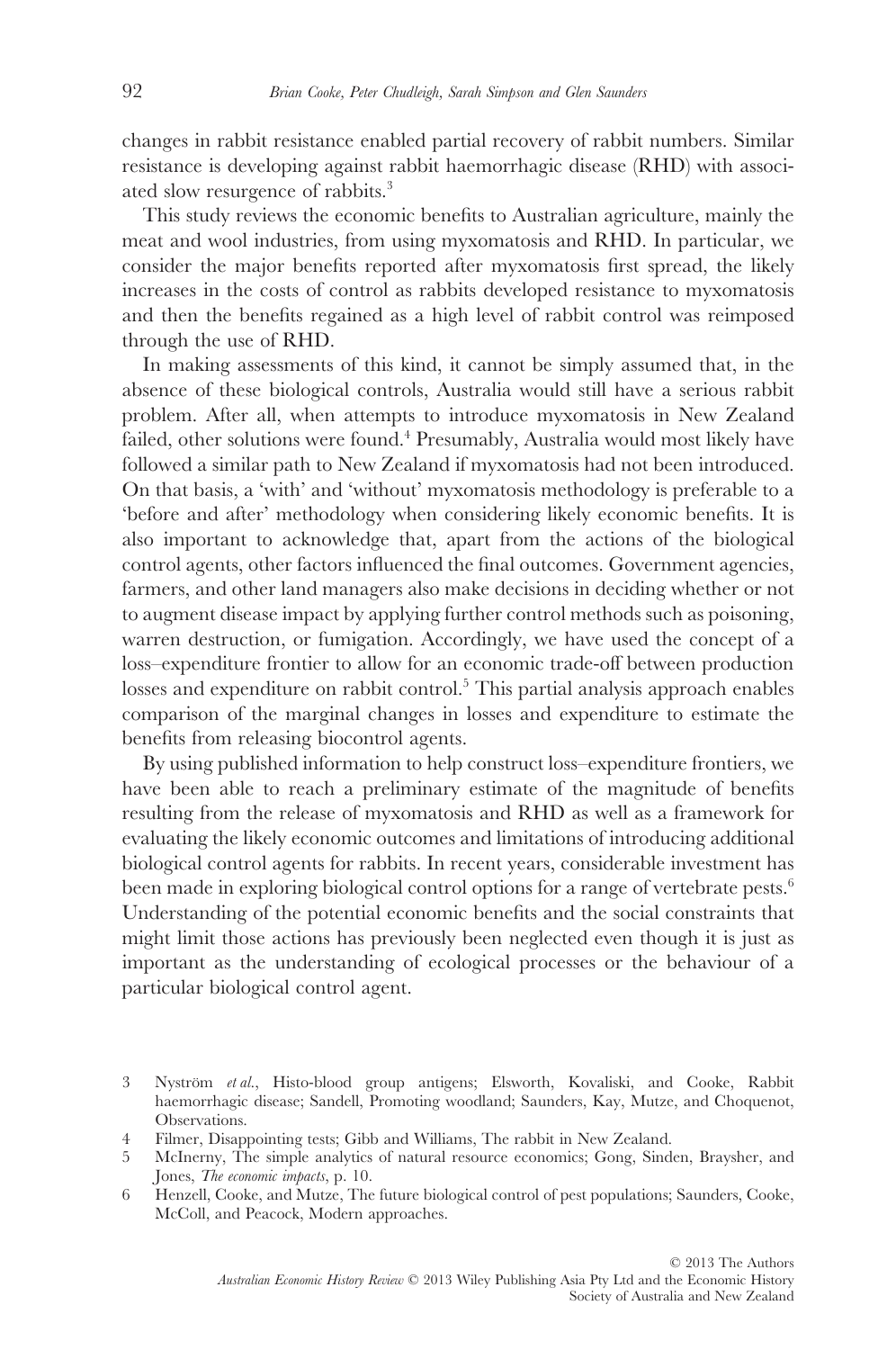changes in rabbit resistance enabled partial recovery of rabbit numbers. Similar resistance is developing against rabbit haemorrhagic disease (RHD) with associated slow resurgence of rabbits.[3]

This study reviews the economic benefits to Australian agriculture, mainly the meat and wool industries, from using myxomatosis and RHD. In particular, we consider the major benefits reported after myxomatosis first spread, the likely increases in the costs of control as rabbits developed resistance to myxomatosis and then the benefits regained as a high level of rabbit control was reimposed through the use of RHD.

In making assessments of this kind, it cannot be simply assumed that, in the absence of these biological controls, Australia would still have a serious rabbit problem. After all, when attempts to introduce myxomatosis in New Zealand failed, other solutions were found.[4] Presumably, Australia would most likely have followed a similar path to New Zealand if myxomatosis had not been introduced. On that basis, a 'with' and 'without' myxomatosis methodology is preferable to a 'before and after' methodology when considering likely economic benefits. It is also important to acknowledge that, apart from the actions of the biological control agents, other factors influenced the final outcomes. Government agencies, farmers, and other land managers also make decisions in deciding whether or not to augment disease impact by applying further control methods such as poisoning, warren destruction, or fumigation. Accordingly, we have used the concept of a loss–expenditure frontier to allow for an economic trade-off between production losses and expenditure on rabbit control.[5] This partial analysis approach enables comparison of the marginal changes in losses and expenditure to estimate the benefits from releasing biocontrol agents.

By using published information to help construct loss–expenditure frontiers, we have been able to reach a preliminary estimate of the magnitude of benefits resulting from the release of myxomatosis and RHD as well as a framework for evaluating the likely economic outcomes and limitations of introducing additional biological control agents for rabbits. In recent years, considerable investment has been made in exploring biological control options for a range of vertebrate pests.[6] Understanding of the potential economic benefits and the social constraints that might limit those actions has previously been neglected even though it is just as important as the understanding of ecological processes or the behaviour of a particular biological control agent.

3 Nyström *et al.*, Histo-blood group antigens; Elsworth, Kovaliski, and Cooke, Rabbit haemorrhagic disease; Sandell, Promoting woodland; Saunders, Kay, Mutze, and Choquenot, Observations.

4 Filmer, Disappointing tests; Gibb and Williams, The rabbit in New Zealand.

5 McInerny, The simple analytics of natural resource economics; Gong, Sinden, Braysher, and Jones, *The economic impacts*, p. 10.

6 Henzell, Cooke, and Mutze, The future biological control of pest populations; Saunders, Cooke, McColl, and Peacock, Modern approaches.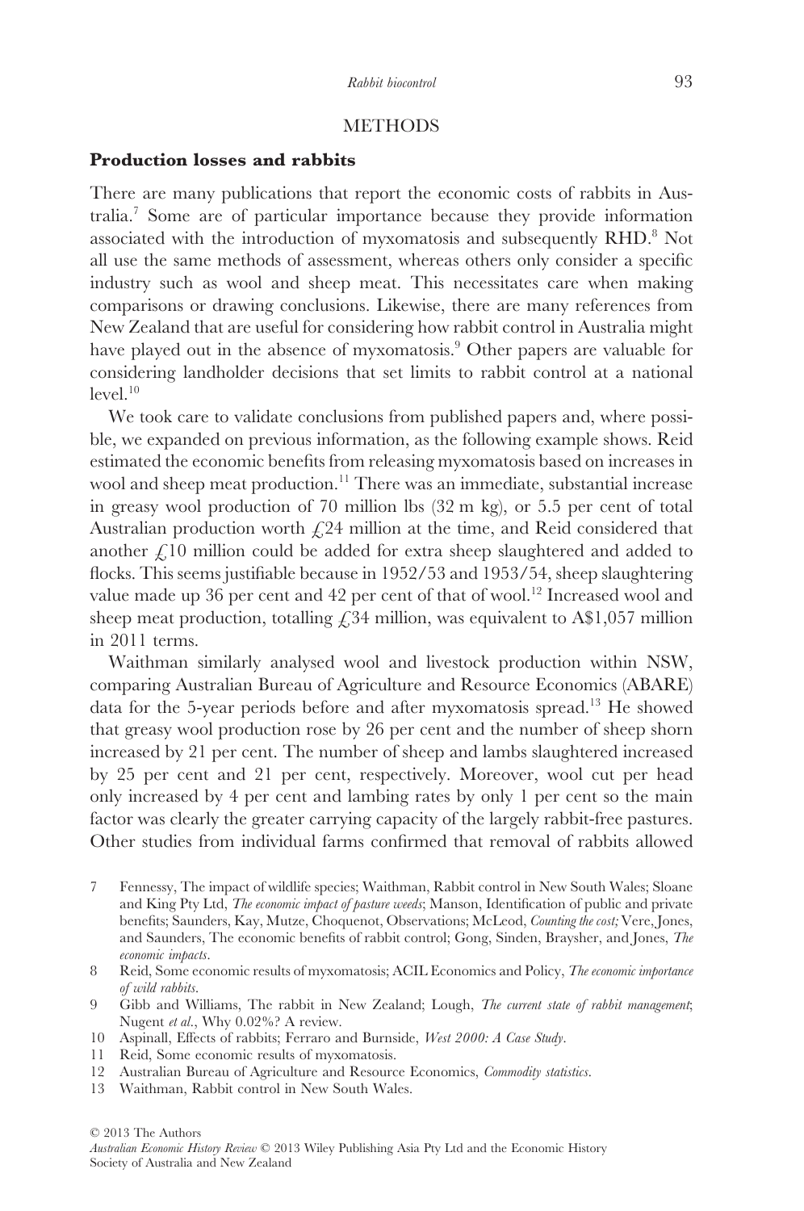## METHODS

### Production losses and rabbits

There are many publications that report the economic costs of rabbits in Australia.[7] Some are of particular importance because they provide information associated with the introduction of myxomatosis and subsequently RHD.[8] Not all use the same methods of assessment, whereas others only consider a specific industry such as wool and sheep meat. This necessitates care when making comparisons or drawing conclusions. Likewise, there are many references from New Zealand that are useful for considering how rabbit control in Australia might have played out in the absence of myxomatosis.[9] Other papers are valuable for considering landholder decisions that set limits to rabbit control at a national level.[10]

We took care to validate conclusions from published papers and, where possible, we expanded on previous information, as the following example shows. Reid estimated the economic benefits from releasing myxomatosis based on increases in wool and sheep meat production.[11] There was an immediate, substantial increase in greasy wool production of 70 million lbs (32 m kg), or 5.5 per cent of total Australian production worth £24 million at the time, and Reid considered that another £10 million could be added for extra sheep slaughtered and added to flocks. This seems justifiable because in 1952/53 and 1953/54, sheep slaughtering value made up 36 per cent and 42 per cent of that of wool.[12] Increased wool and sheep meat production, totalling £34 million, was equivalent to A$1,057 million in 2011 terms.

Waithman similarly analysed wool and livestock production within NSW, comparing Australian Bureau of Agriculture and Resource Economics (ABARE) data for the 5-year periods before and after myxomatosis spread.[13] He showed that greasy wool production rose by 26 per cent and the number of sheep shorn increased by 21 per cent. The number of sheep and lambs slaughtered increased by 25 per cent and 21 per cent, respectively. Moreover, wool cut per head only increased by 4 per cent and lambing rates by only 1 per cent so the main factor was clearly the greater carrying capacity of the largely rabbit-free pastures. Other studies from individual farms confirmed that removal of rabbits allowed

7 Fennessy, The impact of wildlife species; Waithman, Rabbit control in New South Wales; Sloane and King Pty Ltd, *The economic impact of pasture weeds*; Manson, Identification of public and private benefits; Saunders, Kay, Mutze, Choquenot, Observations; McLeod, *Counting the cost;* Vere, Jones, and Saunders, The economic benefits of rabbit control; Gong, Sinden, Braysher, and Jones, *The economic impacts*.

8 Reid, Some economic results of myxomatosis; ACIL Economics and Policy, *The economic importance of wild rabbits*.

9 Gibb and Williams, The rabbit in New Zealand; Lough, *The current state of rabbit management*; Nugent *et al.*, Why 0.02%? A review.

10 Aspinall, Effects of rabbits; Ferraro and Burnside, *West 2000: A Case Study*.

11 Reid, Some economic results of myxomatosis.

12 Australian Bureau of Agriculture and Resource Economics, *Commodity statistics*.

13 Waithman, Rabbit control in New South Wales.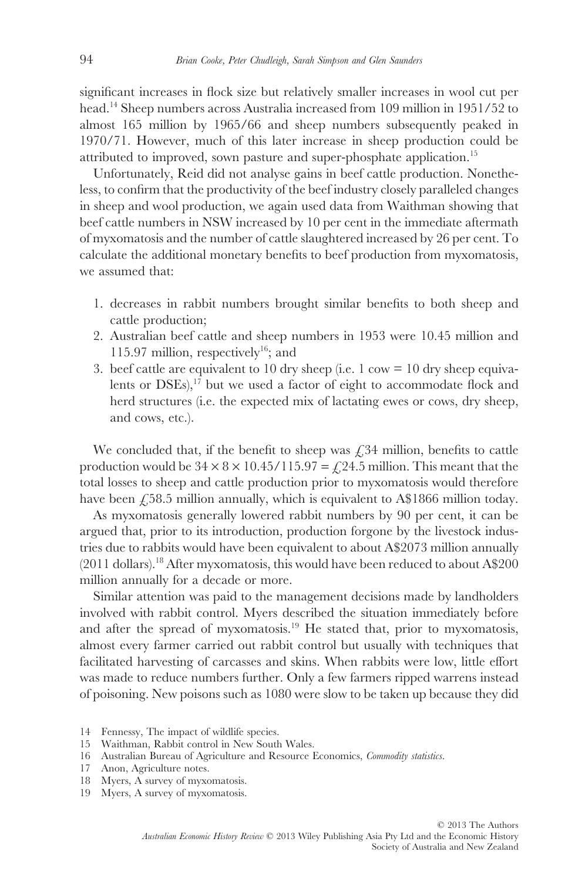significant increases in flock size but relatively smaller increases in wool cut per head.[14] Sheep numbers across Australia increased from 109 million in 1951/52 to almost 165 million by 1965/66 and sheep numbers subsequently peaked in 1970/71. However, much of this later increase in sheep production could be attributed to improved, sown pasture and super-phosphate application.[15]

Unfortunately, Reid did not analyse gains in beef cattle production. Nonetheless, to confirm that the productivity of the beef industry closely paralleled changes in sheep and wool production, we again used data from Waithman showing that beef cattle numbers in NSW increased by 10 per cent in the immediate aftermath of myxomatosis and the number of cattle slaughtered increased by 26 per cent. To calculate the additional monetary benefits to beef production from myxomatosis, we assumed that:

1. decreases in rabbit numbers brought similar benefits to both sheep and cattle production;
2. Australian beef cattle and sheep numbers in 1953 were 10.45 million and 115.97 million, respectively[16]; and
3. beef cattle are equivalent to 10 dry sheep (i.e. 1 cow = 10 dry sheep equivalents or DSEs),[17] but we used a factor of eight to accommodate flock and herd structures (i.e. the expected mix of lactating ewes or cows, dry sheep, and cows, etc.).

We concluded that, if the benefit to sheep was £34 million, benefits to cattle production would be $34 \times 8 \times 10.45/115.97 =$ £24.5 million. This meant that the total losses to sheep and cattle production prior to myxomatosis would therefore have been £58.5 million annually, which is equivalent to A$1866 million today.

As myxomatosis generally lowered rabbit numbers by 90 per cent, it can be argued that, prior to its introduction, production forgone by the livestock industries due to rabbits would have been equivalent to about A$2073 million annually (2011 dollars).[18] After myxomatosis, this would have been reduced to about A$200 million annually for a decade or more.

Similar attention was paid to the management decisions made by landholders involved with rabbit control. Myers described the situation immediately before and after the spread of myxomatosis.[19] He stated that, prior to myxomatosis, almost every farmer carried out rabbit control but usually with techniques that facilitated harvesting of carcasses and skins. When rabbits were low, little effort was made to reduce numbers further. Only a few farmers ripped warrens instead of poisoning. New poisons such as 1080 were slow to be taken up because they did

14 Fennessy, The impact of wildlife species.

15 Waithman, Rabbit control in New South Wales.

16 Australian Bureau of Agriculture and Resource Economics, *Commodity statistics*.

17 Anon, Agriculture notes.

18 Myers, A survey of myxomatosis.

19 Myers, A survey of myxomatosis.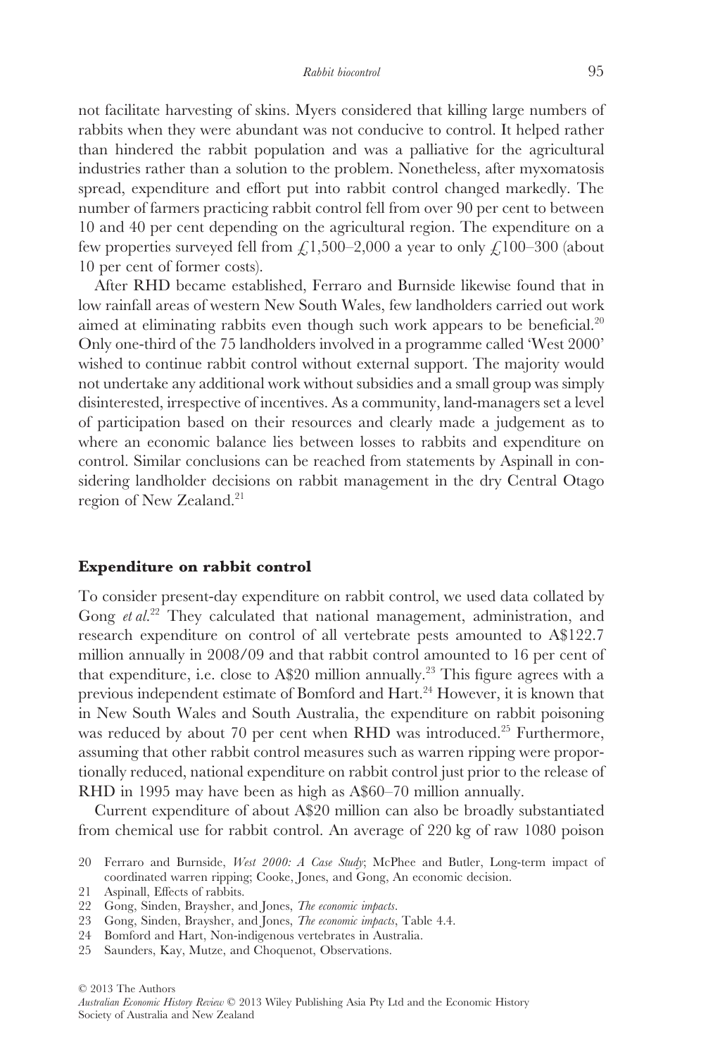not facilitate harvesting of skins. Myers considered that killing large numbers of rabbits when they were abundant was not conducive to control. It helped rather than hindered the rabbit population and was a palliative for the agricultural industries rather than a solution to the problem. Nonetheless, after myxomatosis spread, expenditure and effort put into rabbit control changed markedly. The number of farmers practicing rabbit control fell from over 90 per cent to between 10 and 40 per cent depending on the agricultural region. The expenditure on a few properties surveyed fell from £1,500–2,000 a year to only £100–300 (about 10 per cent of former costs).

After RHD became established, Ferraro and Burnside likewise found that in low rainfall areas of western New South Wales, few landholders carried out work aimed at eliminating rabbits even though such work appears to be beneficial.[20] Only one-third of the 75 landholders involved in a programme called 'West 2000' wished to continue rabbit control without external support. The majority would not undertake any additional work without subsidies and a small group was simply disinterested, irrespective of incentives. As a community, land-managers set a level of participation based on their resources and clearly made a judgement as to where an economic balance lies between losses to rabbits and expenditure on control. Similar conclusions can be reached from statements by Aspinall in considering landholder decisions on rabbit management in the dry Central Otago region of New Zealand.[21]

## Expenditure on rabbit control

To consider present-day expenditure on rabbit control, we used data collated by Gong *et al*.[22] They calculated that national management, administration, and research expenditure on control of all vertebrate pests amounted to A$122.7 million annually in 2008/09 and that rabbit control amounted to 16 per cent of that expenditure, i.e. close to A$20 million annually.[23] This figure agrees with a previous independent estimate of Bomford and Hart.[24] However, it is known that in New South Wales and South Australia, the expenditure on rabbit poisoning was reduced by about 70 per cent when RHD was introduced.[25] Furthermore, assuming that other rabbit control measures such as warren ripping were proportionally reduced, national expenditure on rabbit control just prior to the release of RHD in 1995 may have been as high as A$60–70 million annually.

Current expenditure of about A$20 million can also be broadly substantiated from chemical use for rabbit control. An average of 220 kg of raw 1080 poison

20 Ferraro and Burnside, *West 2000: A Case Study*; McPhee and Butler, Long-term impact of coordinated warren ripping; Cooke, Jones, and Gong, An economic decision.

21 Aspinall, Effects of rabbits.

22 Gong, Sinden, Braysher, and Jones, *The economic impacts*.

23 Gong, Sinden, Braysher, and Jones, *The economic impacts*, Table 4.4.

24 Bomford and Hart, Non-indigenous vertebrates in Australia.

25 Saunders, Kay, Mutze, and Choquenot, Observations.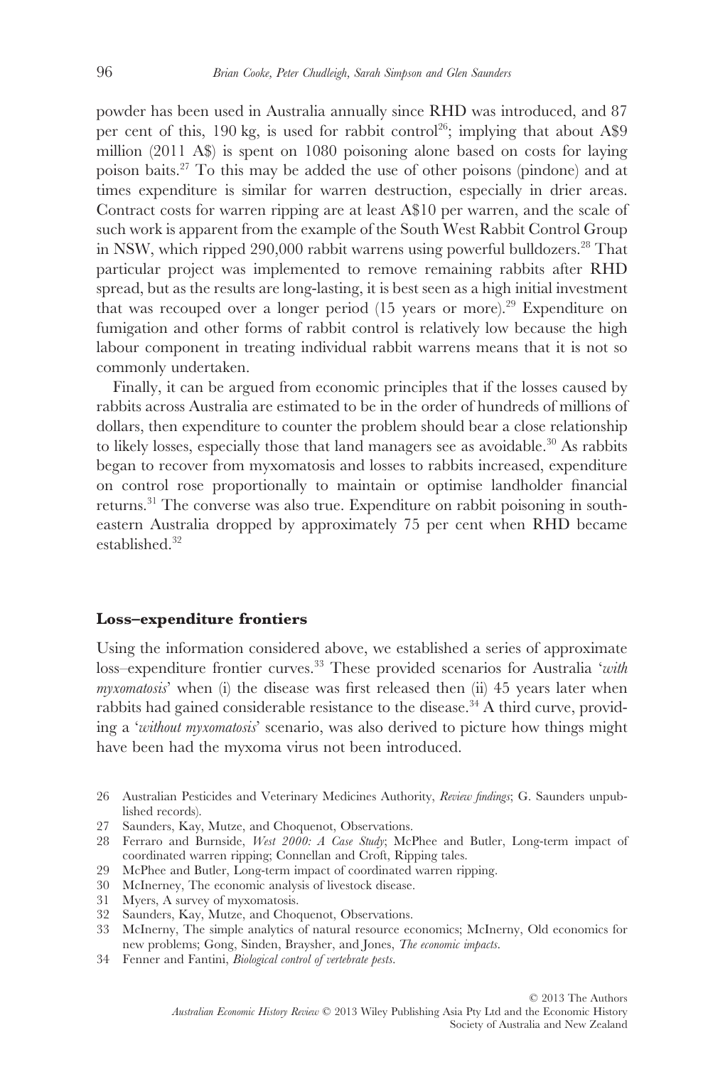powder has been used in Australia annually since RHD was introduced, and 87 per cent of this, 190 kg, is used for rabbit control[26]; implying that about A$9 million (2011 A$) is spent on 1080 poisoning alone based on costs for laying poison baits.[27] To this may be added the use of other poisons (pindone) and at times expenditure is similar for warren destruction, especially in drier areas. Contract costs for warren ripping are at least A$10 per warren, and the scale of such work is apparent from the example of the South West Rabbit Control Group in NSW, which ripped 290,000 rabbit warrens using powerful bulldozers.[28] That particular project was implemented to remove remaining rabbits after RHD spread, but as the results are long-lasting, it is best seen as a high initial investment that was recouped over a longer period (15 years or more).[29] Expenditure on fumigation and other forms of rabbit control is relatively low because the high labour component in treating individual rabbit warrens means that it is not so commonly undertaken.

Finally, it can be argued from economic principles that if the losses caused by rabbits across Australia are estimated to be in the order of hundreds of millions of dollars, then expenditure to counter the problem should bear a close relationship to likely losses, especially those that land managers see as avoidable.[30] As rabbits began to recover from myxomatosis and losses to rabbits increased, expenditure on control rose proportionally to maintain or optimise landholder financial returns.[31] The converse was also true. Expenditure on rabbit poisoning in south-eastern Australia dropped by approximately 75 per cent when RHD became established.[32]

### Loss–expenditure frontiers

Using the information considered above, we established a series of approximate loss–expenditure frontier curves.[33] These provided scenarios for Australia '*with myxomatosis*' when (i) the disease was first released then (ii) 45 years later when rabbits had gained considerable resistance to the disease.[34] A third curve, providing a '*without myxomatosis*' scenario, was also derived to picture how things might have been had the myxoma virus not been introduced.

---

26 Australian Pesticides and Veterinary Medicines Authority, *Review findings*; G. Saunders unpublished records).

27 Saunders, Kay, Mutze, and Choquenot, Observations.

28 Ferraro and Burnside, *West 2000: A Case Study*; McPhee and Butler, Long-term impact of coordinated warren ripping; Connellan and Croft, Ripping tales.

29 McPhee and Butler, Long-term impact of coordinated warren ripping.

30 McInerney, The economic analysis of livestock disease.

31 Myers, A survey of myxomatosis.

32 Saunders, Kay, Mutze, and Choquenot, Observations.

33 McInerny, The simple analytics of natural resource economics; McInerny, Old economics for new problems; Gong, Sinden, Braysher, and Jones, *The economic impacts*.

34 Fenner and Fantini, *Biological control of vertebrate pests*.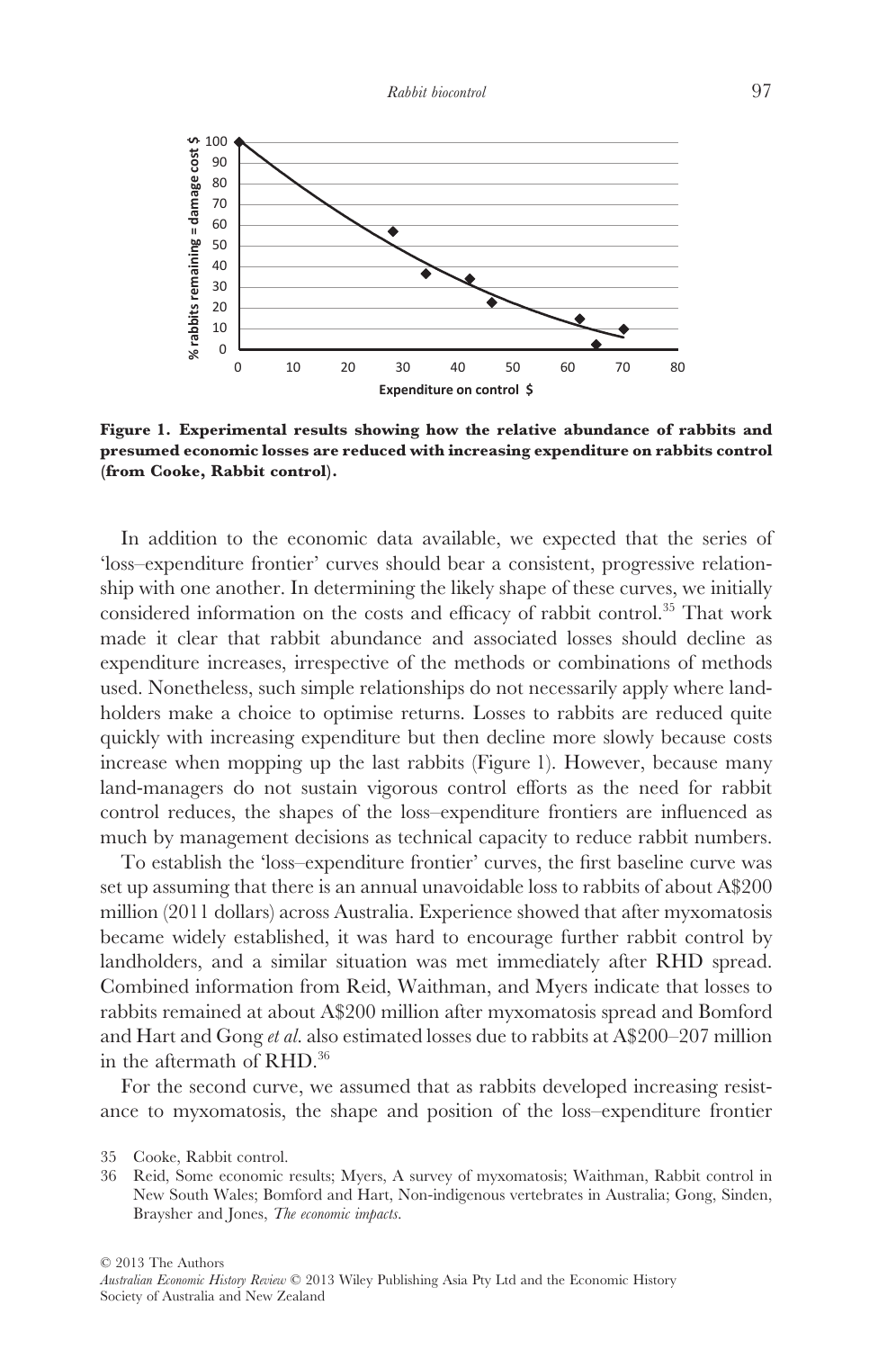**Figure 1. Experimental results showing how the relative abundance of rabbits and presumed economic losses are reduced with increasing expenditure on rabbits control (from Cooke, Rabbit control).**

In addition to the economic data available, we expected that the series of 'loss–expenditure frontier' curves should bear a consistent, progressive relationship with one another. In determining the likely shape of these curves, we initially considered information on the costs and efficacy of rabbit control.[35] That work made it clear that rabbit abundance and associated losses should decline as expenditure increases, irrespective of the methods or combinations of methods used. Nonetheless, such simple relationships do not necessarily apply where landholders make a choice to optimise returns. Losses to rabbits are reduced quite quickly with increasing expenditure but then decline more slowly because costs increase when mopping up the last rabbits (Figure 1). However, because many land-managers do not sustain vigorous control efforts as the need for rabbit control reduces, the shapes of the loss–expenditure frontiers are influenced as much by management decisions as technical capacity to reduce rabbit numbers.

To establish the 'loss–expenditure frontier' curves, the first baseline curve was set up assuming that there is an annual unavoidable loss to rabbits of about A$200 million (2011 dollars) across Australia. Experience showed that after myxomatosis became widely established, it was hard to encourage further rabbit control by landholders, and a similar situation was met immediately after RHD spread. Combined information from Reid, Waithman, and Myers indicate that losses to rabbits remained at about A$200 million after myxomatosis spread and Bomford and Hart and Gong *et al.* also estimated losses due to rabbits at A$200–207 million in the aftermath of RHD.[36]

For the second curve, we assumed that as rabbits developed increasing resistance to myxomatosis, the shape and position of the loss–expenditure frontier

35 Cooke, Rabbit control.

36 Reid, Some economic results; Myers, A survey of myxomatosis; Waithman, Rabbit control in New South Wales; Bomford and Hart, Non-indigenous vertebrates in Australia; Gong, Sinden, Braysher and Jones, *The economic impacts*.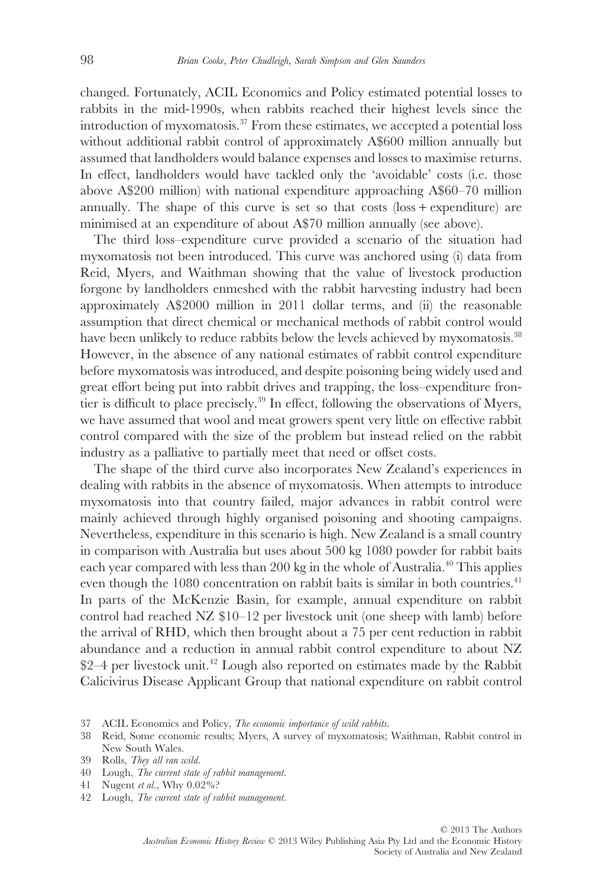changed. Fortunately, ACIL Economics and Policy estimated potential losses to rabbits in the mid-1990s, when rabbits reached their highest levels since the introduction of myxomatosis.[37] From these estimates, we accepted a potential loss without additional rabbit control of approximately A$600 million annually but assumed that landholders would balance expenses and losses to maximise returns. In effect, landholders would have tackled only the 'avoidable' costs (i.e. those above A$200 million) with national expenditure approaching A$60–70 million annually. The shape of this curve is set so that costs (loss + expenditure) are minimised at an expenditure of about A$70 million annually (see above).

The third loss–expenditure curve provided a scenario of the situation had myxomatosis not been introduced. This curve was anchored using (i) data from Reid, Myers, and Waithman showing that the value of livestock production forgone by landholders enmeshed with the rabbit harvesting industry had been approximately A$2000 million in 2011 dollar terms, and (ii) the reasonable assumption that direct chemical or mechanical methods of rabbit control would have been unlikely to reduce rabbits below the levels achieved by myxomatosis.[38] However, in the absence of any national estimates of rabbit control expenditure before myxomatosis was introduced, and despite poisoning being widely used and great effort being put into rabbit drives and trapping, the loss–expenditure frontier is difficult to place precisely.[39] In effect, following the observations of Myers, we have assumed that wool and meat growers spent very little on effective rabbit control compared with the size of the problem but instead relied on the rabbit industry as a palliative to partially meet that need or offset costs.

The shape of the third curve also incorporates New Zealand's experiences in dealing with rabbits in the absence of myxomatosis. When attempts to introduce myxomatosis into that country failed, major advances in rabbit control were mainly achieved through highly organised poisoning and shooting campaigns. Nevertheless, expenditure in this scenario is high. New Zealand is a small country in comparison with Australia but uses about 500 kg 1080 powder for rabbit baits each year compared with less than 200 kg in the whole of Australia.[40] This applies even though the 1080 concentration on rabbit baits is similar in both countries.[41] In parts of the McKenzie Basin, for example, annual expenditure on rabbit control had reached NZ $10–12 per livestock unit (one sheep with lamb) before the arrival of RHD, which then brought about a 75 per cent reduction in rabbit abundance and a reduction in annual rabbit control expenditure to about NZ $2–4 per livestock unit.[42] Lough also reported on estimates made by the Rabbit Calicivirus Disease Applicant Group that national expenditure on rabbit control

37 ACIL Economics and Policy, *The economic importance of wild rabbits*.

38 Reid, Some economic results; Myers, A survey of myxomatosis; Waithman, Rabbit control in New South Wales.

39 Rolls, *They all ran wild*.

40 Lough, *The current state of rabbit management*.

41 Nugent *et al*., Why 0.02%?

42 Lough, *The current state of rabbit management*.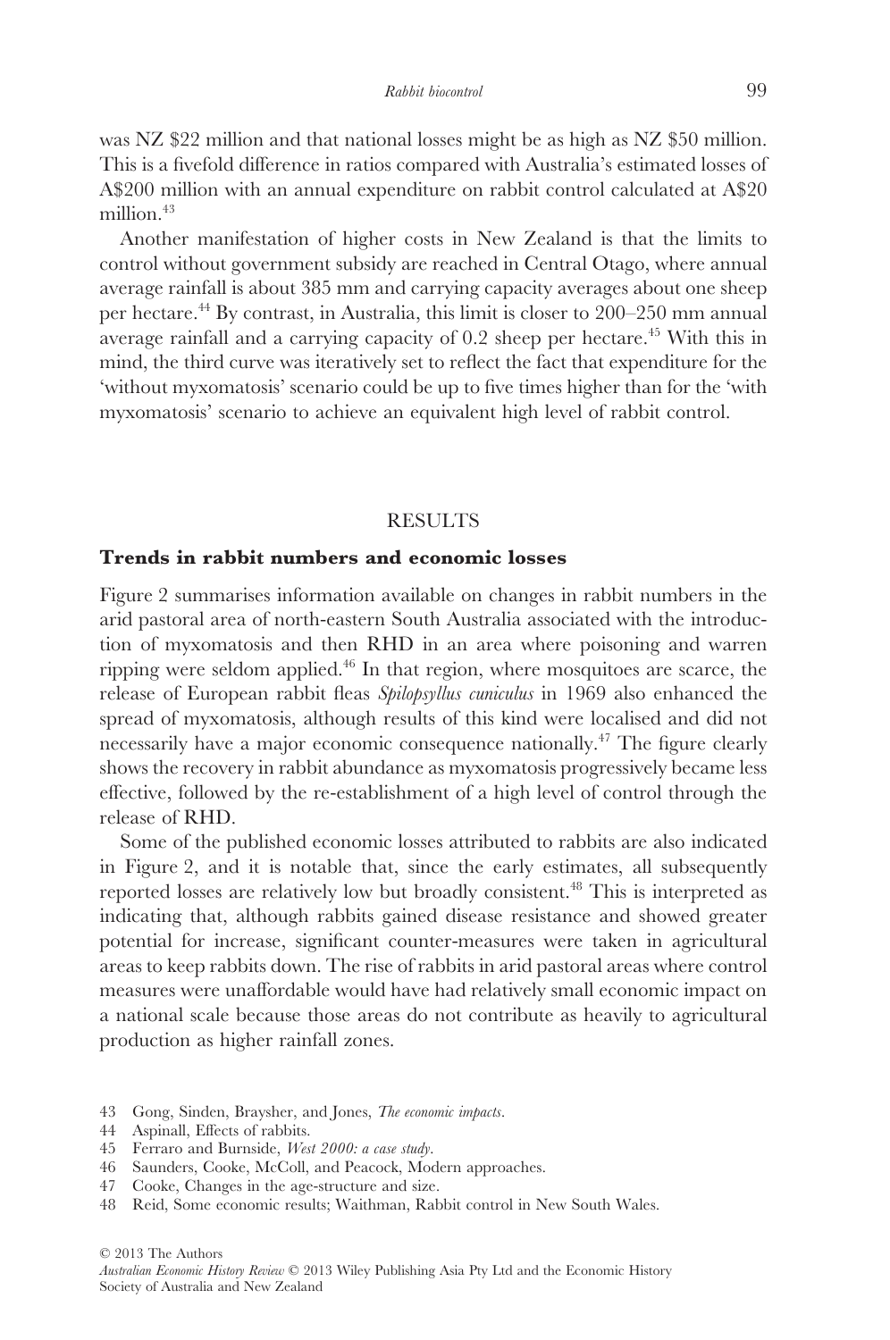was NZ $22 million and that national losses might be as high as NZ $50 million. This is a fivefold difference in ratios compared with Australia's estimated losses of A$200 million with an annual expenditure on rabbit control calculated at A$20 million.[43]

Another manifestation of higher costs in New Zealand is that the limits to control without government subsidy are reached in Central Otago, where annual average rainfall is about 385 mm and carrying capacity averages about one sheep per hectare.[44] By contrast, in Australia, this limit is closer to 200–250 mm annual average rainfall and a carrying capacity of 0.2 sheep per hectare.[45] With this in mind, the third curve was iteratively set to reflect the fact that expenditure for the 'without myxomatosis' scenario could be up to five times higher than for the 'with myxomatosis' scenario to achieve an equivalent high level of rabbit control.

## RESULTS

### Trends in rabbit numbers and economic losses

Figure 2 summarises information available on changes in rabbit numbers in the arid pastoral area of north-eastern South Australia associated with the introduction of myxomatosis and then RHD in an area where poisoning and warren ripping were seldom applied.[46] In that region, where mosquitoes are scarce, the release of European rabbit fleas *Spilopsyllus cuniculus* in 1969 also enhanced the spread of myxomatosis, although results of this kind were localised and did not necessarily have a major economic consequence nationally.[47] The figure clearly shows the recovery in rabbit abundance as myxomatosis progressively became less effective, followed by the re-establishment of a high level of control through the release of RHD.

Some of the published economic losses attributed to rabbits are also indicated in Figure 2, and it is notable that, since the early estimates, all subsequently reported losses are relatively low but broadly consistent.[48] This is interpreted as indicating that, although rabbits gained disease resistance and showed greater potential for increase, significant counter-measures were taken in agricultural areas to keep rabbits down. The rise of rabbits in arid pastoral areas where control measures were unaffordable would have had relatively small economic impact on a national scale because those areas do not contribute as heavily to agricultural production as higher rainfall zones.

43 Gong, Sinden, Braysher, and Jones, *The economic impacts*.

44 Aspinall, Effects of rabbits.

45 Ferraro and Burnside, *West 2000: a case study*.

46 Saunders, Cooke, McColl, and Peacock, Modern approaches.

47 Cooke, Changes in the age-structure and size.

48 Reid, Some economic results; Waithman, Rabbit control in New South Wales.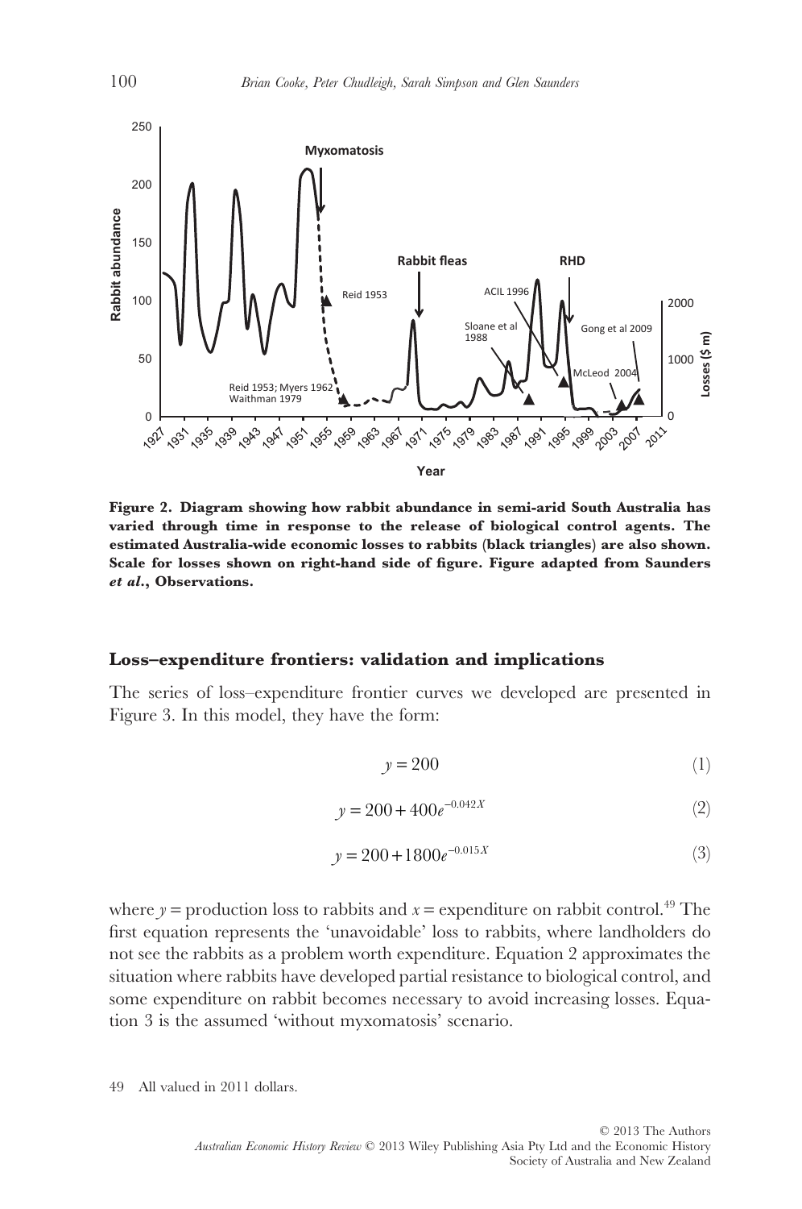**Figure 2. Diagram showing how rabbit abundance in semi-arid South Australia has varied through time in response to the release of biological control agents. The estimated Australia-wide economic losses to rabbits (black triangles) are also shown. Scale for losses shown on right-hand side of figure. Figure adapted from Saunders *et al.*, Observations.**

## Loss–expenditure frontiers: validation and implications

The series of loss–expenditure frontier curves we developed are presented in Figure 3. In this model, they have the form:

$$y = 200 \tag{1}$$

$$y = 200 + 400e^{-0.042X} \tag{2}$$

$$y = 200 + 1800e^{-0.015X} \tag{3}$$

where $y$ = production loss to rabbits and $x$ = expenditure on rabbit control.[49] The first equation represents the 'unavoidable' loss to rabbits, where landholders do not see the rabbits as a problem worth expenditure. Equation 2 approximates the situation where rabbits have developed partial resistance to biological control, and some expenditure on rabbit becomes necessary to avoid increasing losses. Equation 3 is the assumed 'without myxomatosis' scenario.

49 All valued in 2011 dollars.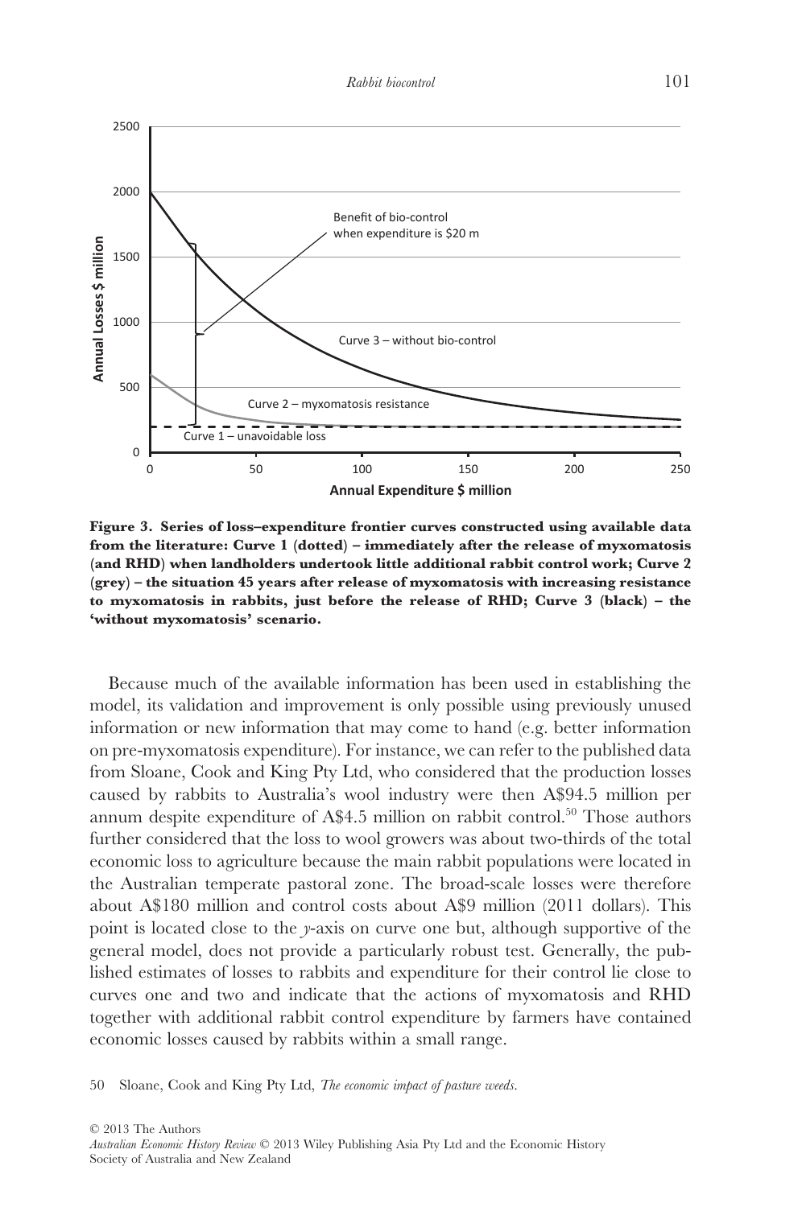**Figure 3. Series of loss–expenditure frontier curves constructed using available data from the literature: Curve 1 (dotted) – immediately after the release of myxomatosis (and RHD) when landholders undertook little additional rabbit control work; Curve 2 (grey) – the situation 45 years after release of myxomatosis with increasing resistance to myxomatosis in rabbits, just before the release of RHD; Curve 3 (black) – the 'without myxomatosis' scenario.**

Because much of the available information has been used in establishing the model, its validation and improvement is only possible using previously unused information or new information that may come to hand (e.g. better information on pre-myxomatosis expenditure). For instance, we can refer to the published data from Sloane, Cook and King Pty Ltd, who considered that the production losses caused by rabbits to Australia's wool industry were then A\$94.5 million per annum despite expenditure of A\$4.5 million on rabbit control.[50] Those authors further considered that the loss to wool growers was about two-thirds of the total economic loss to agriculture because the main rabbit populations were located in the Australian temperate pastoral zone. The broad-scale losses were therefore about A\$180 million and control costs about A\$9 million (2011 dollars). This point is located close to the *y*-axis on curve one but, although supportive of the general model, does not provide a particularly robust test. Generally, the published estimates of losses to rabbits and expenditure for their control lie close to curves one and two and indicate that the actions of myxomatosis and RHD together with additional rabbit control expenditure by farmers have contained economic losses caused by rabbits within a small range.

50 Sloane, Cook and King Pty Ltd, *The economic impact of pasture weeds.*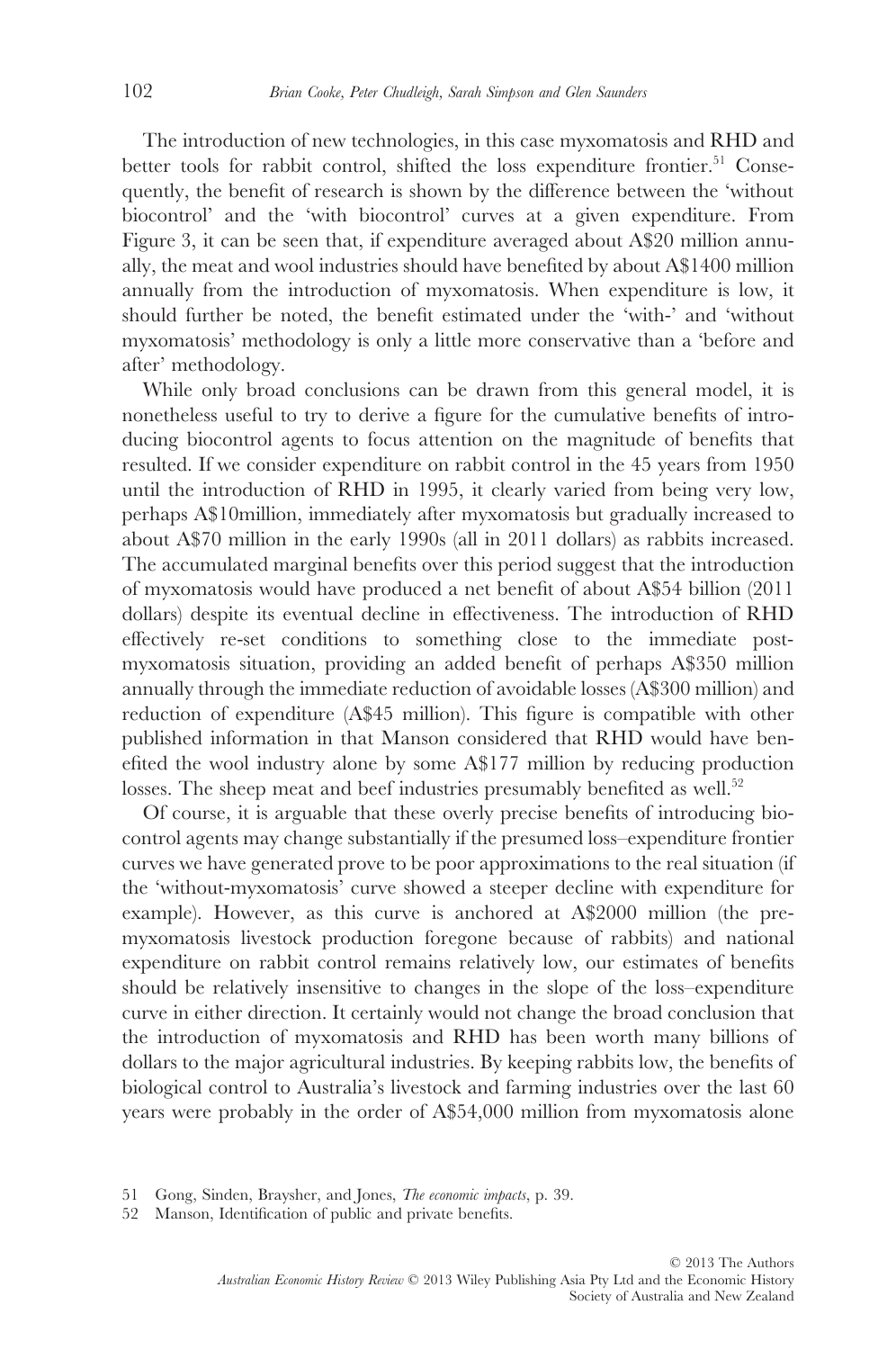The introduction of new technologies, in this case myxomatosis and RHD and better tools for rabbit control, shifted the loss expenditure frontier.[51] Consequently, the benefit of research is shown by the difference between the 'without biocontrol' and the 'with biocontrol' curves at a given expenditure. From Figure 3, it can be seen that, if expenditure averaged about A$20 million annually, the meat and wool industries should have benefited by about A$1400 million annually from the introduction of myxomatosis. When expenditure is low, it should further be noted, the benefit estimated under the 'with-' and 'without myxomatosis' methodology is only a little more conservative than a 'before and after' methodology.

While only broad conclusions can be drawn from this general model, it is nonetheless useful to try to derive a figure for the cumulative benefits of introducing biocontrol agents to focus attention on the magnitude of benefits that resulted. If we consider expenditure on rabbit control in the 45 years from 1950 until the introduction of RHD in 1995, it clearly varied from being very low, perhaps A$10million, immediately after myxomatosis but gradually increased to about A$70 million in the early 1990s (all in 2011 dollars) as rabbits increased. The accumulated marginal benefits over this period suggest that the introduction of myxomatosis would have produced a net benefit of about A$54 billion (2011 dollars) despite its eventual decline in effectiveness. The introduction of RHD effectively re-set conditions to something close to the immediate post-myxomatosis situation, providing an added benefit of perhaps A$350 million annually through the immediate reduction of avoidable losses (A$300 million) and reduction of expenditure (A$45 million). This figure is compatible with other published information in that Manson considered that RHD would have benefited the wool industry alone by some A$177 million by reducing production losses. The sheep meat and beef industries presumably benefited as well.[52]

Of course, it is arguable that these overly precise benefits of introducing biocontrol agents may change substantially if the presumed loss–expenditure frontier curves we have generated prove to be poor approximations to the real situation (if the 'without-myxomatosis' curve showed a steeper decline with expenditure for example). However, as this curve is anchored at A$2000 million (the pre-myxomatosis livestock production foregone because of rabbits) and national expenditure on rabbit control remains relatively low, our estimates of benefits should be relatively insensitive to changes in the slope of the loss–expenditure curve in either direction. It certainly would not change the broad conclusion that the introduction of myxomatosis and RHD has been worth many billions of dollars to the major agricultural industries. By keeping rabbits low, the benefits of biological control to Australia's livestock and farming industries over the last 60 years were probably in the order of A$54,000 million from myxomatosis alone

51 Gong, Sinden, Braysher, and Jones, *The economic impacts*, p. 39.

52 Manson, Identification of public and private benefits.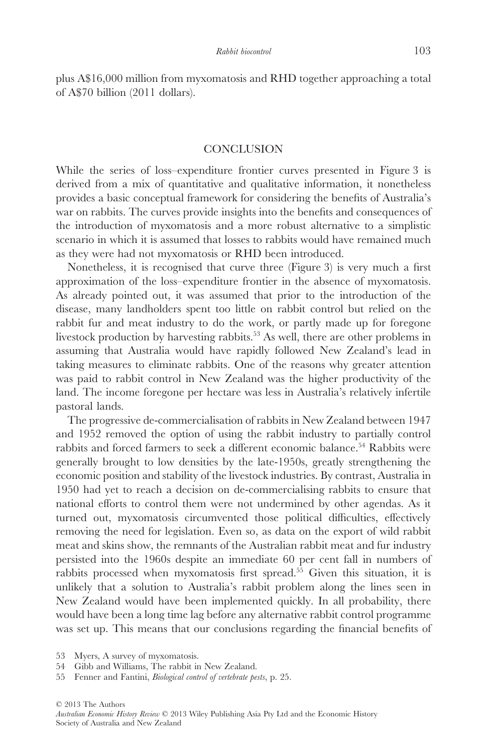plus A$16,000 million from myxomatosis and RHD together approaching a total of A$70 billion (2011 dollars).

## CONCLUSION

While the series of loss–expenditure frontier curves presented in Figure 3 is derived from a mix of quantitative and qualitative information, it nonetheless provides a basic conceptual framework for considering the benefits of Australia's war on rabbits. The curves provide insights into the benefits and consequences of the introduction of myxomatosis and a more robust alternative to a simplistic scenario in which it is assumed that losses to rabbits would have remained much as they were had not myxomatosis or RHD been introduced.

Nonetheless, it is recognised that curve three (Figure 3) is very much a first approximation of the loss–expenditure frontier in the absence of myxomatosis. As already pointed out, it was assumed that prior to the introduction of the disease, many landholders spent too little on rabbit control but relied on the rabbit fur and meat industry to do the work, or partly made up for foregone livestock production by harvesting rabbits.[53] As well, there are other problems in assuming that Australia would have rapidly followed New Zealand's lead in taking measures to eliminate rabbits. One of the reasons why greater attention was paid to rabbit control in New Zealand was the higher productivity of the land. The income foregone per hectare was less in Australia's relatively infertile pastoral lands.

The progressive de-commercialisation of rabbits in New Zealand between 1947 and 1952 removed the option of using the rabbit industry to partially control rabbits and forced farmers to seek a different economic balance.[54] Rabbits were generally brought to low densities by the late-1950s, greatly strengthening the economic position and stability of the livestock industries. By contrast, Australia in 1950 had yet to reach a decision on de-commercialising rabbits to ensure that national efforts to control them were not undermined by other agendas. As it turned out, myxomatosis circumvented those political difficulties, effectively removing the need for legislation. Even so, as data on the export of wild rabbit meat and skins show, the remnants of the Australian rabbit meat and fur industry persisted into the 1960s despite an immediate 60 per cent fall in numbers of rabbits processed when myxomatosis first spread.[55] Given this situation, it is unlikely that a solution to Australia's rabbit problem along the lines seen in New Zealand would have been implemented quickly. In all probability, there would have been a long time lag before any alternative rabbit control programme was set up. This means that our conclusions regarding the financial benefits of

53 Myers, A survey of myxomatosis.

54 Gibb and Williams, The rabbit in New Zealand.

55 Fenner and Fantini, *Biological control of vertebrate pests*, p. 25.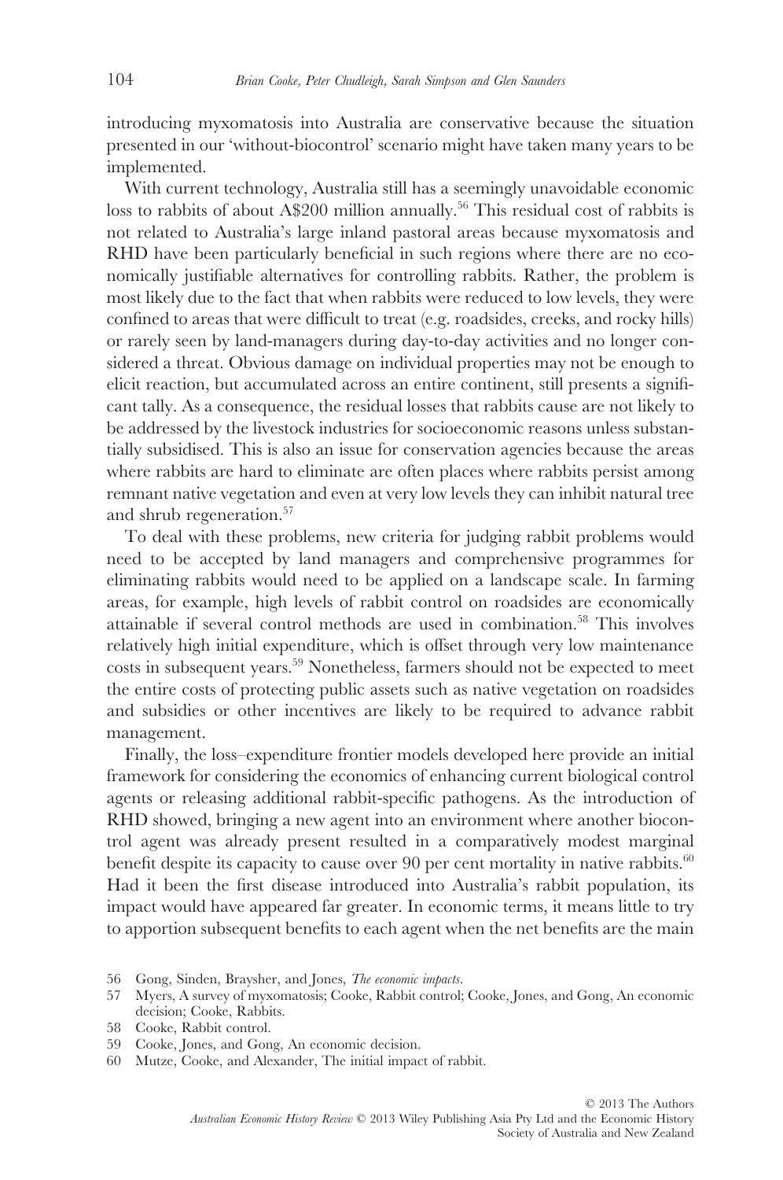introducing myxomatosis into Australia are conservative because the situation presented in our 'without-biocontrol' scenario might have taken many years to be implemented.

With current technology, Australia still has a seemingly unavoidable economic loss to rabbits of about A$200 million annually.[56] This residual cost of rabbits is not related to Australia's large inland pastoral areas because myxomatosis and RHD have been particularly beneficial in such regions where there are no economically justifiable alternatives for controlling rabbits. Rather, the problem is most likely due to the fact that when rabbits were reduced to low levels, they were confined to areas that were difficult to treat (e.g. roadsides, creeks, and rocky hills) or rarely seen by land-managers during day-to-day activities and no longer considered a threat. Obvious damage on individual properties may not be enough to elicit reaction, but accumulated across an entire continent, still presents a significant tally. As a consequence, the residual losses that rabbits cause are not likely to be addressed by the livestock industries for socioeconomic reasons unless substantially subsidised. This is also an issue for conservation agencies because the areas where rabbits are hard to eliminate are often places where rabbits persist among remnant native vegetation and even at very low levels they can inhibit natural tree and shrub regeneration.[57]

To deal with these problems, new criteria for judging rabbit problems would need to be accepted by land managers and comprehensive programmes for eliminating rabbits would need to be applied on a landscape scale. In farming areas, for example, high levels of rabbit control on roadsides are economically attainable if several control methods are used in combination.[58] This involves relatively high initial expenditure, which is offset through very low maintenance costs in subsequent years.[59] Nonetheless, farmers should not be expected to meet the entire costs of protecting public assets such as native vegetation on roadsides and subsidies or other incentives are likely to be required to advance rabbit management.

Finally, the loss–expenditure frontier models developed here provide an initial framework for considering the economics of enhancing current biological control agents or releasing additional rabbit-specific pathogens. As the introduction of RHD showed, bringing a new agent into an environment where another biocontrol agent was already present resulted in a comparatively modest marginal benefit despite its capacity to cause over 90 per cent mortality in native rabbits.[60] Had it been the first disease introduced into Australia's rabbit population, its impact would have appeared far greater. In economic terms, it means little to try to apportion subsequent benefits to each agent when the net benefits are the main

56 Gong, Sinden, Braysher, and Jones, *The economic impacts*.

57 Myers, A survey of myxomatosis; Cooke, Rabbit control; Cooke, Jones, and Gong, An economic decision; Cooke, Rabbits.

58 Cooke, Rabbit control.

59 Cooke, Jones, and Gong, An economic decision.

60 Mutze, Cooke, and Alexander, The initial impact of rabbit.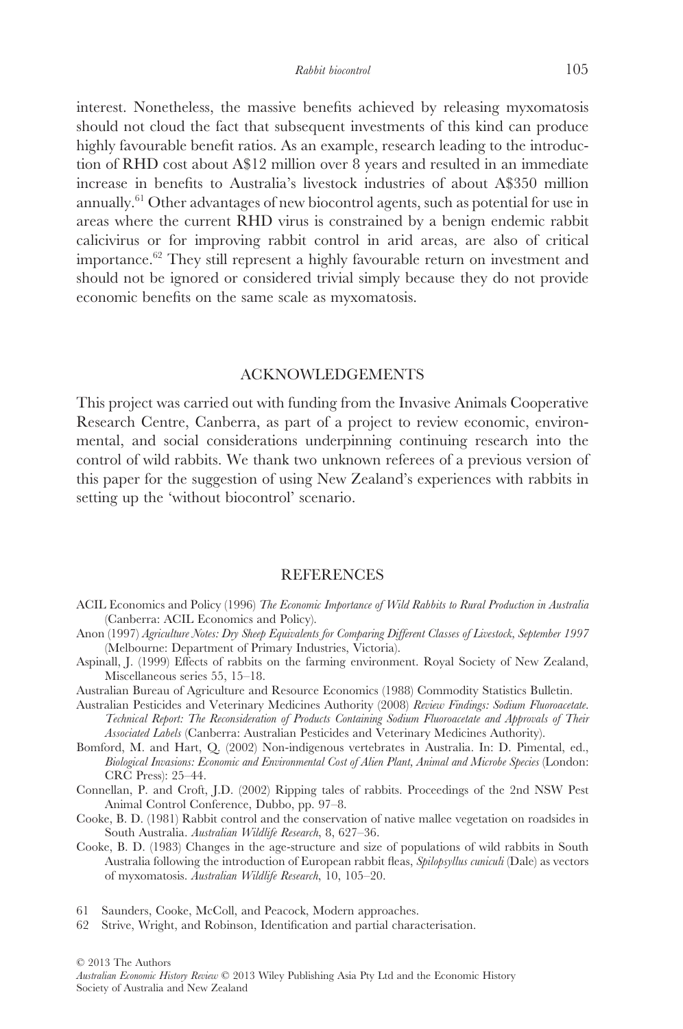interest. Nonetheless, the massive benefits achieved by releasing myxomatosis should not cloud the fact that subsequent investments of this kind can produce highly favourable benefit ratios. As an example, research leading to the introduction of RHD cost about A$12 million over 8 years and resulted in an immediate increase in benefits to Australia's livestock industries of about A$350 million annually.[61] Other advantages of new biocontrol agents, such as potential for use in areas where the current RHD virus is constrained by a benign endemic rabbit calicivirus or for improving rabbit control in arid areas, are also of critical importance.[62] They still represent a highly favourable return on investment and should not be ignored or considered trivial simply because they do not provide economic benefits on the same scale as myxomatosis.

## ACKNOWLEDGEMENTS

This project was carried out with funding from the Invasive Animals Cooperative Research Centre, Canberra, as part of a project to review economic, environmental, and social considerations underpinning continuing research into the control of wild rabbits. We thank two unknown referees of a previous version of this paper for the suggestion of using New Zealand's experiences with rabbits in setting up the 'without biocontrol' scenario.

## REFERENCES

ACIL Economics and Policy (1996) *The Economic Importance of Wild Rabbits to Rural Production in Australia* (Canberra: ACIL Economics and Policy).

Anon (1997) *Agriculture Notes: Dry Sheep Equivalents for Comparing Different Classes of Livestock, September 1997* (Melbourne: Department of Primary Industries, Victoria).

Aspinall, J. (1999) Effects of rabbits on the farming environment. Royal Society of New Zealand, Miscellaneous series 55, 15–18.

Australian Bureau of Agriculture and Resource Economics (1988) Commodity Statistics Bulletin.

Australian Pesticides and Veterinary Medicines Authority (2008) *Review Findings: Sodium Fluoroacetate. Technical Report: The Reconsideration of Products Containing Sodium Fluoroacetate and Approvals of Their Associated Labels* (Canberra: Australian Pesticides and Veterinary Medicines Authority).

Bomford, M. and Hart, Q. (2002) Non-indigenous vertebrates in Australia. In: D. Pimental, ed., *Biological Invasions: Economic and Environmental Cost of Alien Plant, Animal and Microbe Species* (London: CRC Press): 25–44.

Connellan, P. and Croft, J.D. (2002) Ripping tales of rabbits. Proceedings of the 2nd NSW Pest Animal Control Conference, Dubbo, pp. 97–8.

Cooke, B. D. (1981) Rabbit control and the conservation of native mallee vegetation on roadsides in South Australia. *Australian Wildlife Research*, 8, 627–36.

Cooke, B. D. (1983) Changes in the age-structure and size of populations of wild rabbits in South Australia following the introduction of European rabbit fleas, *Spilopsyllus cuniculi* (Dale) as vectors of myxomatosis. *Australian Wildlife Research*, 10, 105–20.

61 Saunders, Cooke, McColl, and Peacock, Modern approaches.

62 Strive, Wright, and Robinson, Identification and partial characterisation.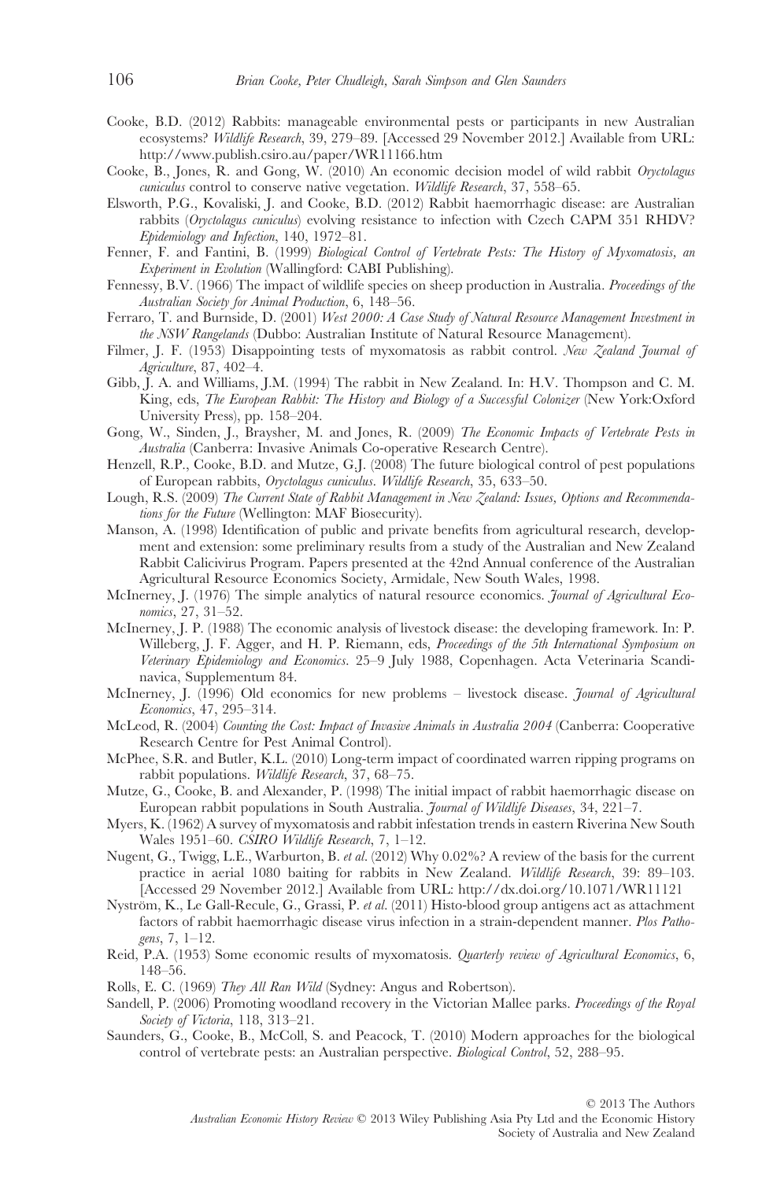Cooke, B.D. (2012) Rabbits: manageable environmental pests or participants in new Australian ecosystems? *Wildlife Research*, 39, 279–89. [Accessed 29 November 2012.] Available from URL: http://www.publish.csiro.au/paper/WR11166.htm

Cooke, B., Jones, R. and Gong, W. (2010) An economic decision model of wild rabbit *Oryctolagus cuniculus* control to conserve native vegetation. *Wildlife Research*, 37, 558–65.

Elsworth, P.G., Kovaliski, J. and Cooke, B.D. (2012) Rabbit haemorrhagic disease: are Australian rabbits (*Oryctolagus cuniculus*) evolving resistance to infection with Czech CAPM 351 RHDV? *Epidemiology and Infection*, 140, 1972–81.

Fenner, F. and Fantini, B. (1999) *Biological Control of Vertebrate Pests: The History of Myxomatosis, an Experiment in Evolution* (Wallingford: CABI Publishing).

Fennessy, B.V. (1966) The impact of wildlife species on sheep production in Australia. *Proceedings of the Australian Society for Animal Production*, 6, 148–56.

Ferraro, T. and Burnside, D. (2001) *West 2000: A Case Study of Natural Resource Management Investment in the NSW Rangelands* (Dubbo: Australian Institute of Natural Resource Management).

Filmer, J. F. (1953) Disappointing tests of myxomatosis as rabbit control. *New Zealand Journal of Agriculture*, 87, 402–4.

Gibb, J. A. and Williams, J.M. (1994) The rabbit in New Zealand. In: H.V. Thompson and C. M. King, eds, *The European Rabbit: The History and Biology of a Successful Colonizer* (New York:Oxford University Press), pp. 158–204.

Gong, W., Sinden, J., Braysher, M. and Jones, R. (2009) *The Economic Impacts of Vertebrate Pests in Australia* (Canberra: Invasive Animals Co-operative Research Centre).

Henzell, R.P., Cooke, B.D. and Mutze, G.J. (2008) The future biological control of pest populations of European rabbits, *Oryctolagus cuniculus*. *Wildlife Research*, 35, 633–50.

Lough, R.S. (2009) *The Current State of Rabbit Management in New Zealand: Issues, Options and Recommendations for the Future* (Wellington: MAF Biosecurity).

Manson, A. (1998) Identification of public and private benefits from agricultural research, development and extension: some preliminary results from a study of the Australian and New Zealand Rabbit Calicivirus Program. Papers presented at the 42nd Annual conference of the Australian Agricultural Resource Economics Society, Armidale, New South Wales, 1998.

McInerney, J. (1976) The simple analytics of natural resource economics. *Journal of Agricultural Economics*, 27, 31–52.

McInerney, J. P. (1988) The economic analysis of livestock disease: the developing framework. In: P. Willeberg, J. F. Agger, and H. P. Riemann, eds, *Proceedings of the 5th International Symposium on Veterinary Epidemiology and Economics*. 25–9 July 1988, Copenhagen. Acta Veterinaria Scandinavica, Supplementum 84.

McInerney, J. (1996) Old economics for new problems – livestock disease. *Journal of Agricultural Economics*, 47, 295–314.

McLeod, R. (2004) *Counting the Cost: Impact of Invasive Animals in Australia 2004* (Canberra: Cooperative Research Centre for Pest Animal Control).

McPhee, S.R. and Butler, K.L. (2010) Long-term impact of coordinated warren ripping programs on rabbit populations. *Wildlife Research*, 37, 68–75.

Mutze, G., Cooke, B. and Alexander, P. (1998) The initial impact of rabbit haemorrhagic disease on European rabbit populations in South Australia. *Journal of Wildlife Diseases*, 34, 221–7.

Myers, K. (1962) A survey of myxomatosis and rabbit infestation trends in eastern Riverina New South Wales 1951–60. *CSIRO Wildlife Research*, 7, 1–12.

Nugent, G., Twigg, L.E., Warburton, B. *et al*. (2012) Why 0.02%? A review of the basis for the current practice in aerial 1080 baiting for rabbits in New Zealand. *Wildlife Research*, 39: 89–103. [Accessed 29 November 2012.] Available from URL: http://dx.doi.org/10.1071/WR11121

Nyström, K., Le Gall-Recule, G., Grassi, P. *et al*. (2011) Histo-blood group antigens act as attachment factors of rabbit haemorrhagic disease virus infection in a strain-dependent manner. *Plos Pathogens*, 7, 1–12.

Reid, P.A. (1953) Some economic results of myxomatosis. *Quarterly review of Agricultural Economics*, 6, 148–56.

Rolls, E. C. (1969) *They All Ran Wild* (Sydney: Angus and Robertson).

Sandell, P. (2006) Promoting woodland recovery in the Victorian Mallee parks. *Proceedings of the Royal Society of Victoria*, 118, 313–21.

Saunders, G., Cooke, B., McColl, S. and Peacock, T. (2010) Modern approaches for the biological control of vertebrate pests: an Australian perspective. *Biological Control*, 52, 288–95.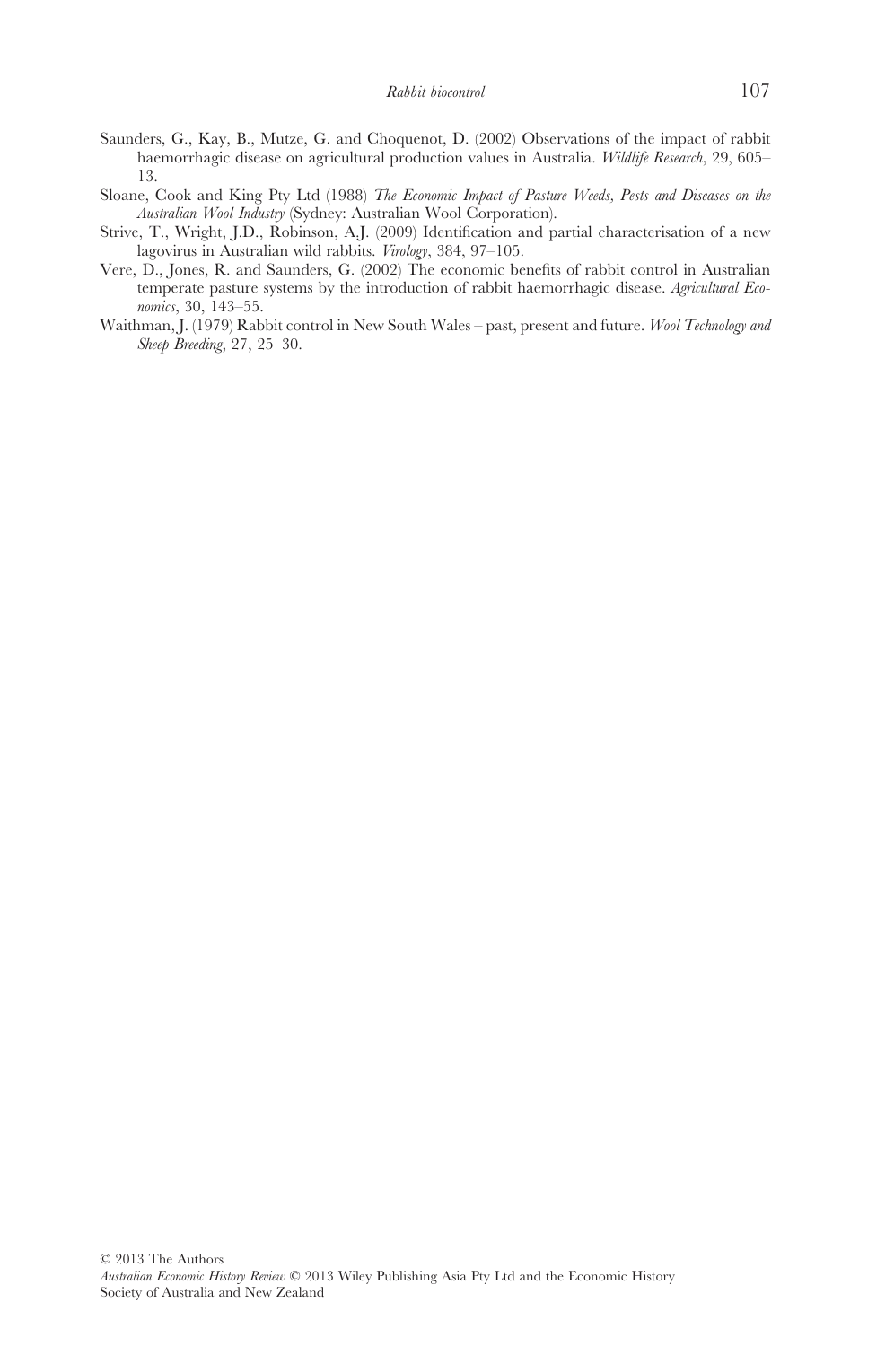Saunders, G., Kay, B., Mutze, G. and Choquenot, D. (2002) Observations of the impact of rabbit haemorrhagic disease on agricultural production values in Australia. *Wildlife Research*, 29, 605–13.

Sloane, Cook and King Pty Ltd (1988) *The Economic Impact of Pasture Weeds, Pests and Diseases on the Australian Wool Industry* (Sydney: Australian Wool Corporation).

Strive, T., Wright, J.D., Robinson, A.J. (2009) Identification and partial characterisation of a new lagovirus in Australian wild rabbits. *Virology*, 384, 97–105.

Vere, D., Jones, R. and Saunders, G. (2002) The economic benefits of rabbit control in Australian temperate pasture systems by the introduction of rabbit haemorrhagic disease. *Agricultural Economics*, 30, 143–55.

Waithman, J. (1979) Rabbit control in New South Wales – past, present and future. *Wool Technology and Sheep Breeding*, 27, 25–30.